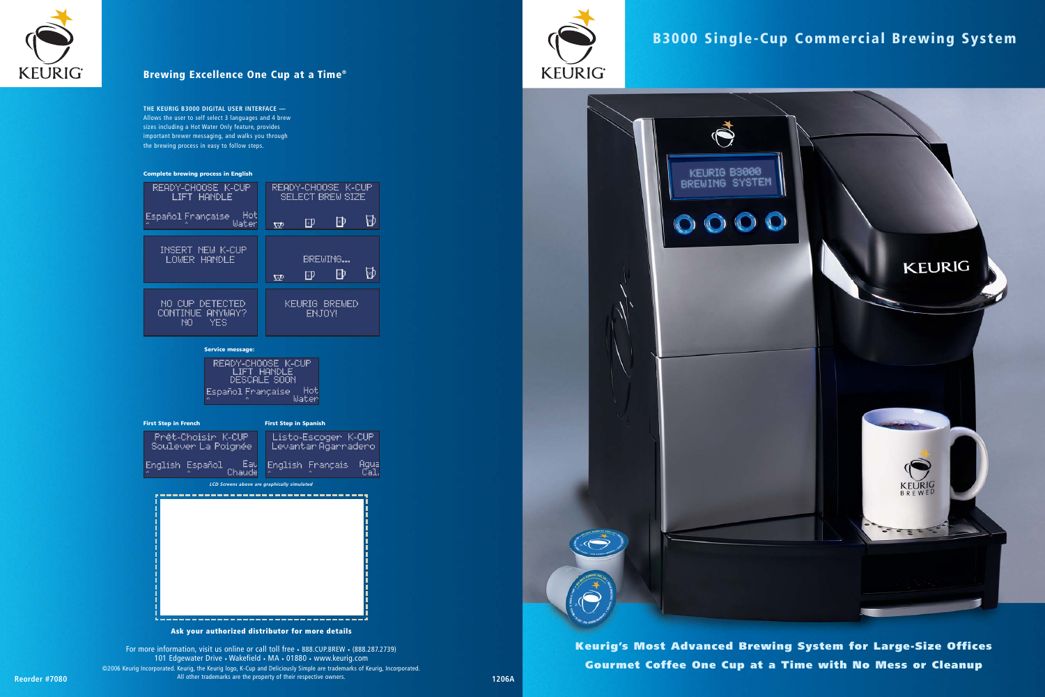KEURIG

## Brewing Excellence One Cup at a Time®

**THE KEURIG B3000 DIGITAL USER INTERFACE —** Allows the user to self select 3 languages and 4 brew sizes including a Hot Water Only feature, provides important brewer messaging, and walks you through the brewing process in easy to follow steps.

**Complete brewing process in English**

READY-CHOOSE K-CUP
LIFT HANDLE
Español Française Hot Water

READY-CHOOSE K-CUP
SELECT BREW SIZE

INSERT NEW K-CUP
LOWER HANDLE

BREWING...

NO CUP DETECTED
CONTINUE ANYWAY?
NO YES

KEURIG BREWED
ENJOY!

**Service message:**

READY-CHOOSE K-CUP
LIFT HANDLE
DESCALE SOON
Español Française Hot Water

**First Step in French**

Prêt-Choisir K-CUP
Soulever La Poignée
English Español Eau Chaude

**First Step in Spanish**

Listo-Escoger K-CUP
Levantar Agarradero
English Français Agua Cal.

*LCD Screens above are graphically simulated*

**Ask your authorized distributor for more details**

For more information, visit us online or call toll free • 888.CUP.BREW • (888.287.2739)
101 Edgewater Drive • Wakefield • MA • 01880 • www.keurig.com
©2006 Keurig Incorporated. Keurig, the Keurig logo, K-Cup and Deliciously Simple are trademarks of Keurig, Incorporated.
All other trademarks are the property of their respective owners.

Reorder #7080

1206A

KEURIG

# B3000 Single-Cup Commercial Brewing System

KEURIG B3000
BREWING SYSTEM

**Keurig's Most Advanced Brewing System for Large-Size Offices**

**Gourmet Coffee One Cup at a Time with No Mess or Cleanup**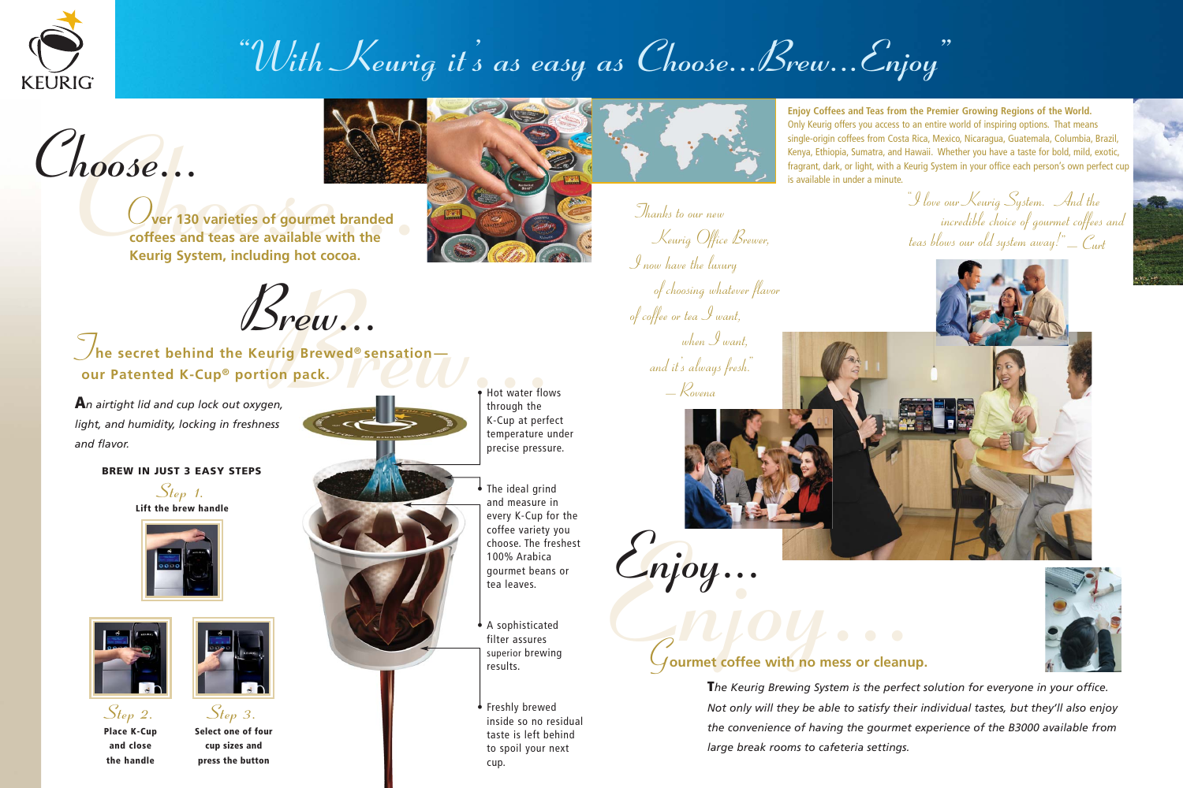# "With Keurig it's as easy as Choose...Brew...Enjoy"

## Choose...

**Over 130 varieties of gourmet branded coffees and teas are available with the Keurig System, including hot cocoa.**

**Enjoy Coffees and Teas from the Premier Growing Regions of the World.**
Only Keurig offers you access to an entire world of inspiring options. That means single-origin coffees from Costa Rica, Mexico, Nicaragua, Guatemala, Columbia, Brazil, Kenya, Ethiopia, Sumatra, and Hawaii. Whether you have a taste for bold, mild, exotic, fragrant, dark, or light, with a Keurig System in your office each person's own perfect cup is available in under a minute.

*"Thanks to our new Keurig Office Brewer, I now have the luxury of choosing whatever flavor of coffee or tea I want, when I want, and it's always fresh." — Rovena*

*"I love our Keurig System. And the incredible choice of gourmet coffees and teas blows our old system away!" — Curt*

## Brew...

**The secret behind the Keurig Brewed® sensation— our Patented K-Cup® portion pack.**

***An airtight lid and cup lock out oxygen, light, and humidity, locking in freshness and flavor.***

### BREW IN JUST 3 EASY STEPS

*Step 1.*
**Lift the brew handle**

*Step 2.*
**Place K-Cup and close the handle**

*Step 3.*
**Select one of four cup sizes and press the button**

- Hot water flows through the K-Cup at perfect temperature under precise pressure.
- The ideal grind and measure in every K-Cup for the coffee variety you choose. The freshest 100% Arabica gourmet beans or tea leaves.
- A sophisticated filter assures superior brewing results.
- Freshly brewed inside so no residual taste is left behind to spoil your next cup.

## Enjoy...

**Gourmet coffee with no mess or cleanup.**

***The Keurig Brewing System is the perfect solution for everyone in your office. Not only will they be able to satisfy their individual tastes, but they'll also enjoy the convenience of having the gourmet experience of the B3000 available from large break rooms to cafeteria settings.***